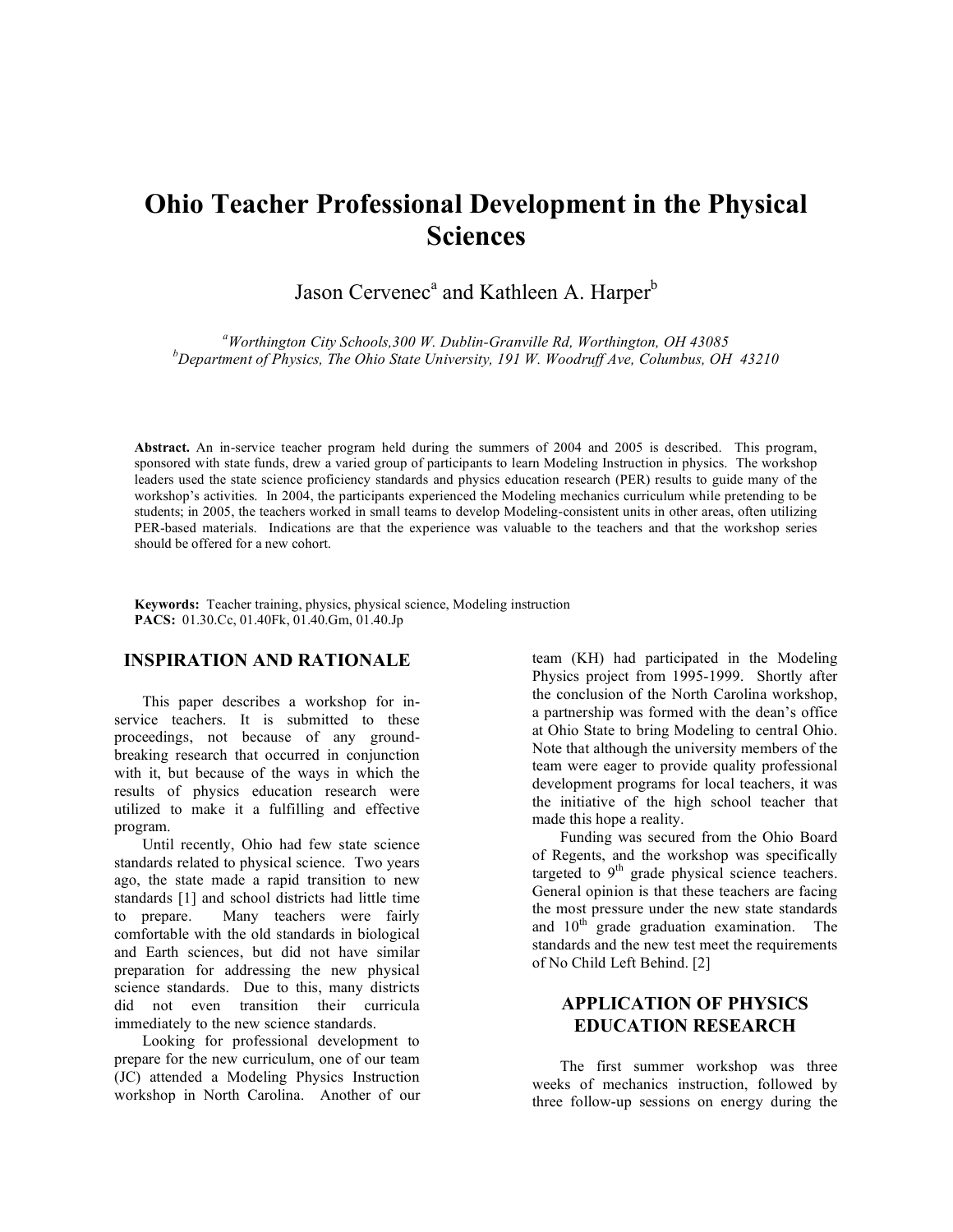# Ohio Teacher Professional Development in the Physical Sciences

Jason Cervenec[a] and Kathleen A. Harper[b]

*[a]Worthington City Schools,300 W. Dublin-Granville Rd, Worthington, OH 43085*
*[b]Department of Physics, The Ohio State University, 191 W. Woodruff Ave, Columbus, OH 43210*

**Abstract.** An in-service teacher program held during the summers of 2004 and 2005 is described. This program, sponsored with state funds, drew a varied group of participants to learn Modeling Instruction in physics. The workshop leaders used the state science proficiency standards and physics education research (PER) results to guide many of the workshop's activities. In 2004, the participants experienced the Modeling mechanics curriculum while pretending to be students; in 2005, the teachers worked in small teams to develop Modeling-consistent units in other areas, often utilizing PER-based materials. Indications are that the experience was valuable to the teachers and that the workshop series should be offered for a new cohort.

**Keywords:** Teacher training, physics, physical science, Modeling instruction
**PACS:** 01.30.Cc, 01.40Fk, 01.40.Gm, 01.40.Jp

## INSPIRATION AND RATIONALE

This paper describes a workshop for in-service teachers. It is submitted to these proceedings, not because of any ground-breaking research that occurred in conjunction with it, but because of the ways in which the results of physics education research were utilized to make it a fulfilling and effective program.

Until recently, Ohio had few state science standards related to physical science. Two years ago, the state made a rapid transition to new standards [1] and school districts had little time to prepare. Many teachers were fairly comfortable with the old standards in biological and Earth sciences, but did not have similar preparation for addressing the new physical science standards. Due to this, many districts did not even transition their curricula immediately to the new science standards.

Looking for professional development to prepare for the new curriculum, one of our team (JC) attended a Modeling Physics Instruction workshop in North Carolina. Another of our team (KH) had participated in the Modeling Physics project from 1995-1999. Shortly after the conclusion of the North Carolina workshop, a partnership was formed with the dean's office at Ohio State to bring Modeling to central Ohio. Note that although the university members of the team were eager to provide quality professional development programs for local teachers, it was the initiative of the high school teacher that made this hope a reality.

Funding was secured from the Ohio Board of Regents, and the workshop was specifically targeted to 9th grade physical science teachers. General opinion is that these teachers are facing the most pressure under the new state standards and 10th grade graduation examination. The standards and the new test meet the requirements of No Child Left Behind. [2]

## APPLICATION OF PHYSICS EDUCATION RESEARCH

The first summer workshop was three weeks of mechanics instruction, followed by three follow-up sessions on energy during the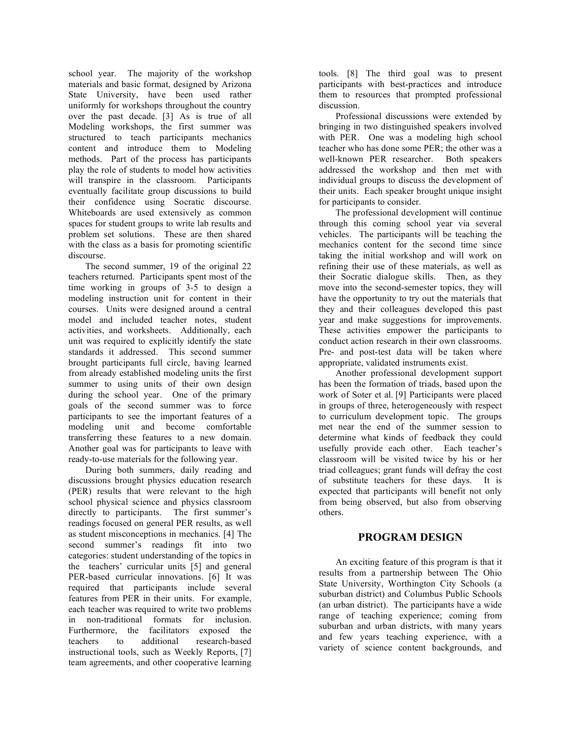school year. The majority of the workshop materials and basic format, designed by Arizona State University, have been used rather uniformly for workshops throughout the country over the past decade. [3] As is true of all Modeling workshops, the first summer was structured to teach participants mechanics content and introduce them to Modeling methods. Part of the process has participants play the role of students to model how activities will transpire in the classroom. Participants eventually facilitate group discussions to build their confidence using Socratic discourse. Whiteboards are used extensively as common spaces for student groups to write lab results and problem set solutions. These are then shared with the class as a basis for promoting scientific discourse.

The second summer, 19 of the original 22 teachers returned. Participants spent most of the time working in groups of 3-5 to design a modeling instruction unit for content in their courses. Units were designed around a central model and included teacher notes, student activities, and worksheets. Additionally, each unit was required to explicitly identify the state standards it addressed. This second summer brought participants full circle, having learned from already established modeling units the first summer to using units of their own design during the school year. One of the primary goals of the second summer was to force participants to see the important features of a modeling unit and become comfortable transferring these features to a new domain. Another goal was for participants to leave with ready-to-use materials for the following year.

During both summers, daily reading and discussions brought physics education research (PER) results that were relevant to the high school physical science and physics classroom directly to participants. The first summer's readings focused on general PER results, as well as student misconceptions in mechanics. [4] The second summer's readings fit into two categories: student understanding of the topics in the teachers' curricular units [5] and general PER-based curricular innovations. [6] It was required that participants include several features from PER in their units. For example, each teacher was required to write two problems in non-traditional formats for inclusion. Furthermore, the facilitators exposed the teachers to additional research-based instructional tools, such as Weekly Reports, [7] team agreements, and other cooperative learning tools. [8] The third goal was to present participants with best-practices and introduce them to resources that prompted professional discussion.

Professional discussions were extended by bringing in two distinguished speakers involved with PER. One was a modeling high school teacher who has done some PER; the other was a well-known PER researcher. Both speakers addressed the workshop and then met with individual groups to discuss the development of their units. Each speaker brought unique insight for participants to consider.

The professional development will continue through this coming school year via several vehicles. The participants will be teaching the mechanics content for the second time since taking the initial workshop and will work on refining their use of these materials, as well as their Socratic dialogue skills. Then, as they move into the second-semester topics, they will have the opportunity to try out the materials that they and their colleagues developed this past year and make suggestions for improvements. These activities empower the participants to conduct action research in their own classrooms. Pre- and post-test data will be taken where appropriate, validated instruments exist.

Another professional development support has been the formation of triads, based upon the work of Soter et al. [9] Participants were placed in groups of three, heterogeneously with respect to curriculum development topic. The groups met near the end of the summer session to determine what kinds of feedback they could usefully provide each other. Each teacher's classroom will be visited twice by his or her triad colleagues; grant funds will defray the cost of substitute teachers for these days. It is expected that participants will benefit not only from being observed, but also from observing others.

## PROGRAM DESIGN

An exciting feature of this program is that it results from a partnership between The Ohio State University, Worthington City Schools (a suburban district) and Columbus Public Schools (an urban district). The participants have a wide range of teaching experience; coming from suburban and urban districts, with many years and few years teaching experience, with a variety of science content backgrounds, and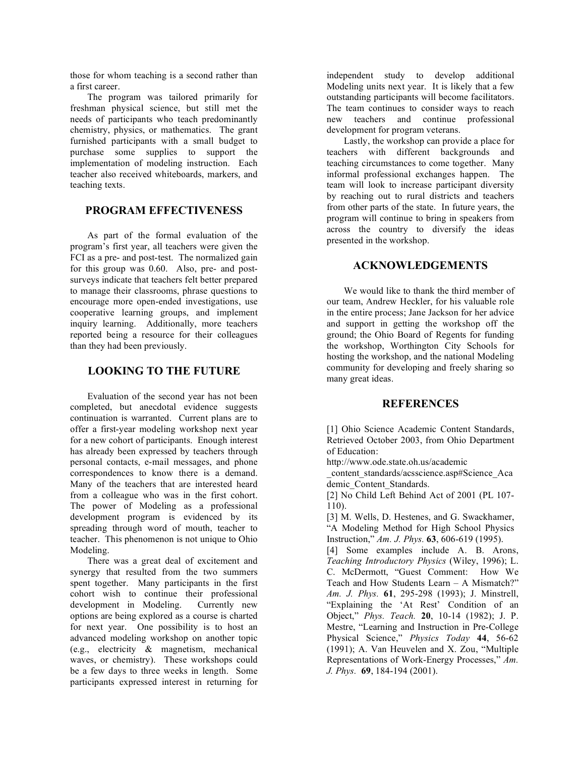those for whom teaching is a second rather than a first career.

The program was tailored primarily for freshman physical science, but still met the needs of participants who teach predominantly chemistry, physics, or mathematics. The grant furnished participants with a small budget to purchase some supplies to support the implementation of modeling instruction. Each teacher also received whiteboards, markers, and teaching texts.

## PROGRAM EFFECTIVENESS

As part of the formal evaluation of the program's first year, all teachers were given the FCI as a pre- and post-test. The normalized gain for this group was 0.60. Also, pre- and post-surveys indicate that teachers felt better prepared to manage their classrooms, phrase questions to encourage more open-ended investigations, use cooperative learning groups, and implement inquiry learning. Additionally, more teachers reported being a resource for their colleagues than they had been previously.

## LOOKING TO THE FUTURE

Evaluation of the second year has not been completed, but anecdotal evidence suggests continuation is warranted. Current plans are to offer a first-year modeling workshop next year for a new cohort of participants. Enough interest has already been expressed by teachers through personal contacts, e-mail messages, and phone correspondences to know there is a demand. Many of the teachers that are interested heard from a colleague who was in the first cohort. The power of Modeling as a professional development program is evidenced by its spreading through word of mouth, teacher to teacher. This phenomenon is not unique to Ohio Modeling.

There was a great deal of excitement and synergy that resulted from the two summers spent together. Many participants in the first cohort wish to continue their professional development in Modeling. Currently new options are being explored as a course is charted for next year. One possibility is to host an advanced modeling workshop on another topic (e.g., electricity & magnetism, mechanical waves, or chemistry). These workshops could be a few days to three weeks in length. Some participants expressed interest in returning for independent study to develop additional Modeling units next year. It is likely that a few outstanding participants will become facilitators. The team continues to consider ways to reach new teachers and continue professional development for program veterans.

Lastly, the workshop can provide a place for teachers with different backgrounds and teaching circumstances to come together. Many informal professional exchanges happen. The team will look to increase participant diversity by reaching out to rural districts and teachers from other parts of the state. In future years, the program will continue to bring in speakers from across the country to diversify the ideas presented in the workshop.

## ACKNOWLEDGEMENTS

We would like to thank the third member of our team, Andrew Heckler, for his valuable role in the entire process; Jane Jackson for her advice and support in getting the workshop off the ground; the Ohio Board of Regents for funding the workshop, Worthington City Schools for hosting the workshop, and the national Modeling community for developing and freely sharing so many great ideas.

## REFERENCES

[1] Ohio Science Academic Content Standards, Retrieved October 2003, from Ohio Department of Education: http://www.ode.state.oh.us/academic_content_standards/acsscience.asp#Science_Academic_Content_Standards.

[2] No Child Left Behind Act of 2001 (PL 107-110).

[3] M. Wells, D. Hestenes, and G. Swackhamer, "A Modeling Method for High School Physics Instruction," *Am. J. Phys.* **63**, 606-619 (1995).

[4] Some examples include A. B. Arons, *Teaching Introductory Physics* (Wiley, 1996); L. C. McDermott, "Guest Comment: How We Teach and How Students Learn – A Mismatch?" *Am. J. Phys.* **61**, 295-298 (1993); J. Minstrell, "Explaining the 'At Rest' Condition of an Object," *Phys. Teach.* **20**, 10-14 (1982); J. P. Mestre, "Learning and Instruction in Pre-College Physical Science," *Physics Today* **44**, 56-62 (1991); A. Van Heuvelen and X. Zou, "Multiple Representations of Work-Energy Processes," *Am. J. Phys.* **69**, 184-194 (2001).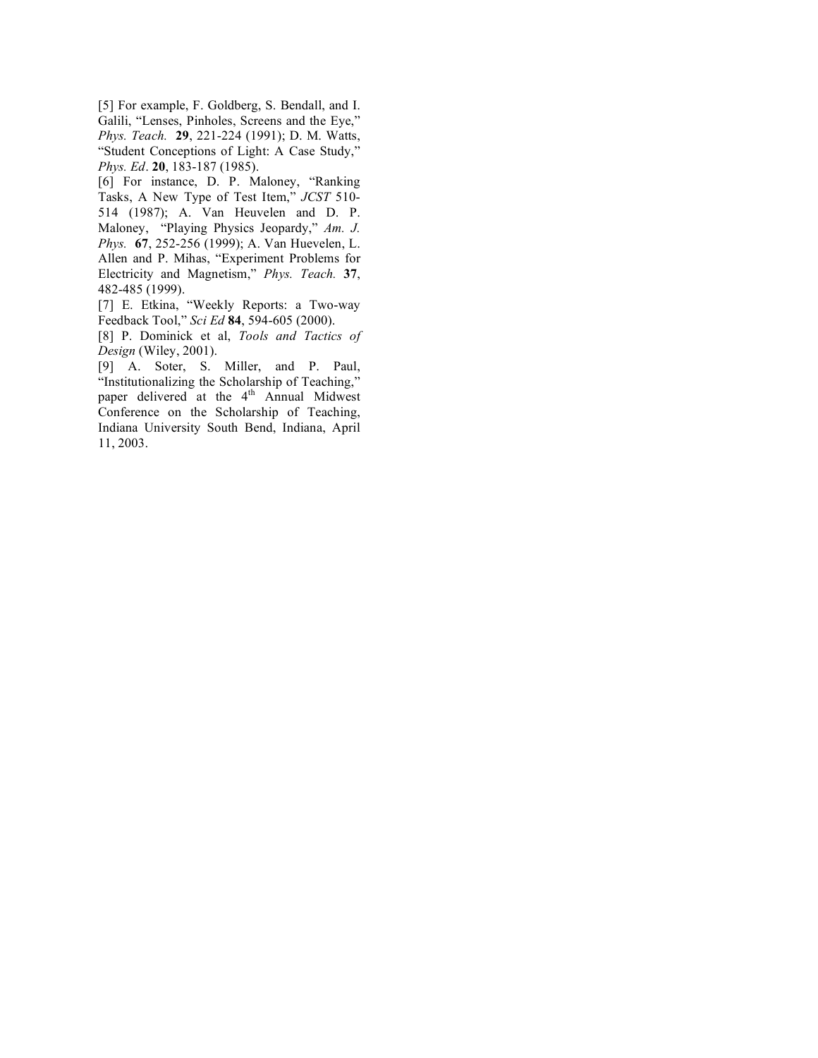[5] For example, F. Goldberg, S. Bendall, and I. Galili, "Lenses, Pinholes, Screens and the Eye," *Phys. Teach.* **29**, 221-224 (1991); D. M. Watts, "Student Conceptions of Light: A Case Study," *Phys. Ed*. **20**, 183-187 (1985).

[6] For instance, D. P. Maloney, "Ranking Tasks, A New Type of Test Item," *JCST* 510-514 (1987); A. Van Heuvelen and D. P. Maloney, "Playing Physics Jeopardy," *Am. J. Phys.* **67**, 252-256 (1999); A. Van Huevelen, L. Allen and P. Mihas, "Experiment Problems for Electricity and Magnetism," *Phys. Teach.* **37**, 482-485 (1999).

[7] E. Etkina, "Weekly Reports: a Two-way Feedback Tool," *Sci Ed* **84**, 594-605 (2000).

[8] P. Dominick et al, *Tools and Tactics of Design* (Wiley, 2001).

[9] A. Soter, S. Miller, and P. Paul, "Institutionalizing the Scholarship of Teaching," paper delivered at the 4th Annual Midwest Conference on the Scholarship of Teaching, Indiana University South Bend, Indiana, April 11, 2003.